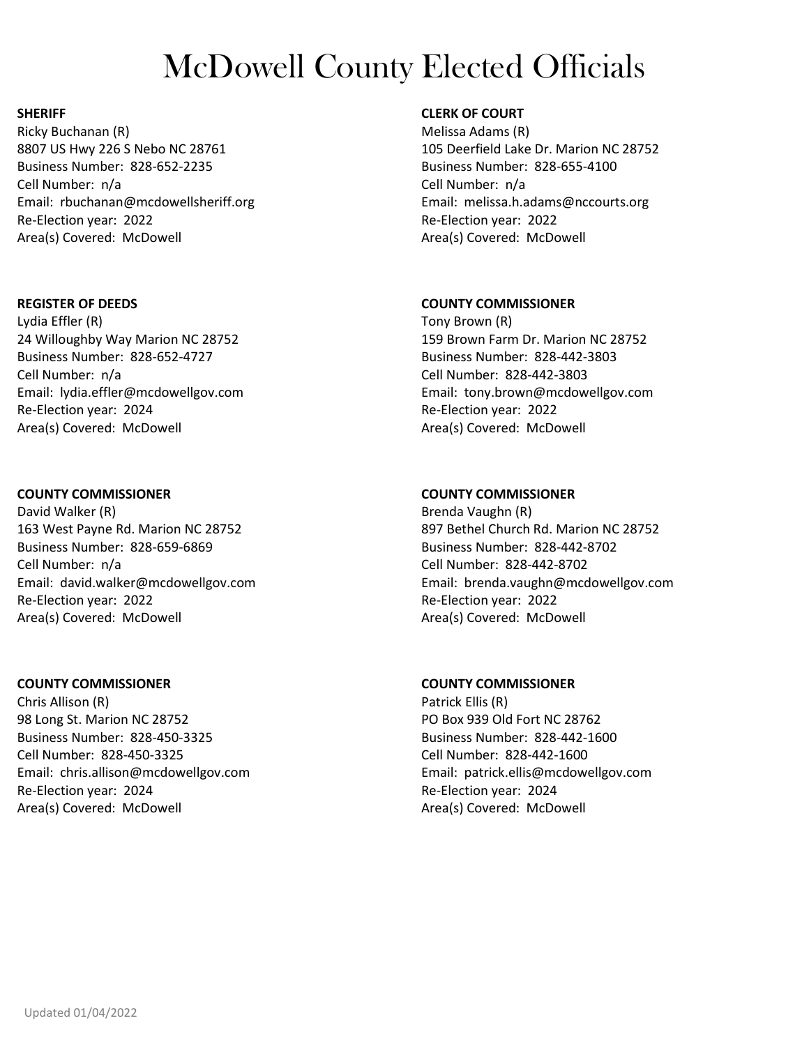# McDowell County Elected Officials

**SHERIFF**
Ricky Buchanan (R)
8807 US Hwy 226 S Nebo NC 28761
Business Number: 828-652-2235
Cell Number: n/a
Email: rbuchanan@mcdowellsheriff.org
Re-Election year: 2022
Area(s) Covered: McDowell

**CLERK OF COURT**
Melissa Adams (R)
105 Deerfield Lake Dr. Marion NC 28752
Business Number: 828-655-4100
Cell Number: n/a
Email: melissa.h.adams@nccourts.org
Re-Election year: 2022
Area(s) Covered: McDowell

**REGISTER OF DEEDS**
Lydia Effler (R)
24 Willoughby Way Marion NC 28752
Business Number: 828-652-4727
Cell Number: n/a
Email: lydia.effler@mcdowellgov.com
Re-Election year: 2024
Area(s) Covered: McDowell

**COUNTY COMMISSIONER**
Tony Brown (R)
159 Brown Farm Dr. Marion NC 28752
Business Number: 828-442-3803
Cell Number: 828-442-3803
Email: tony.brown@mcdowellgov.com
Re-Election year: 2022
Area(s) Covered: McDowell

**COUNTY COMMISSIONER**
David Walker (R)
163 West Payne Rd. Marion NC 28752
Business Number: 828-659-6869
Cell Number: n/a
Email: david.walker@mcdowellgov.com
Re-Election year: 2022
Area(s) Covered: McDowell

**COUNTY COMMISSIONER**
Brenda Vaughn (R)
897 Bethel Church Rd. Marion NC 28752
Business Number: 828-442-8702
Cell Number: 828-442-8702
Email: brenda.vaughn@mcdowellgov.com
Re-Election year: 2022
Area(s) Covered: McDowell

**COUNTY COMMISSIONER**
Chris Allison (R)
98 Long St. Marion NC 28752
Business Number: 828-450-3325
Cell Number: 828-450-3325
Email: chris.allison@mcdowellgov.com
Re-Election year: 2024
Area(s) Covered: McDowell

**COUNTY COMMISSIONER**
Patrick Ellis (R)
PO Box 939 Old Fort NC 28762
Business Number: 828-442-1600
Cell Number: 828-442-1600
Email: patrick.ellis@mcdowellgov.com
Re-Election year: 2024
Area(s) Covered: McDowell

Updated 01/04/2022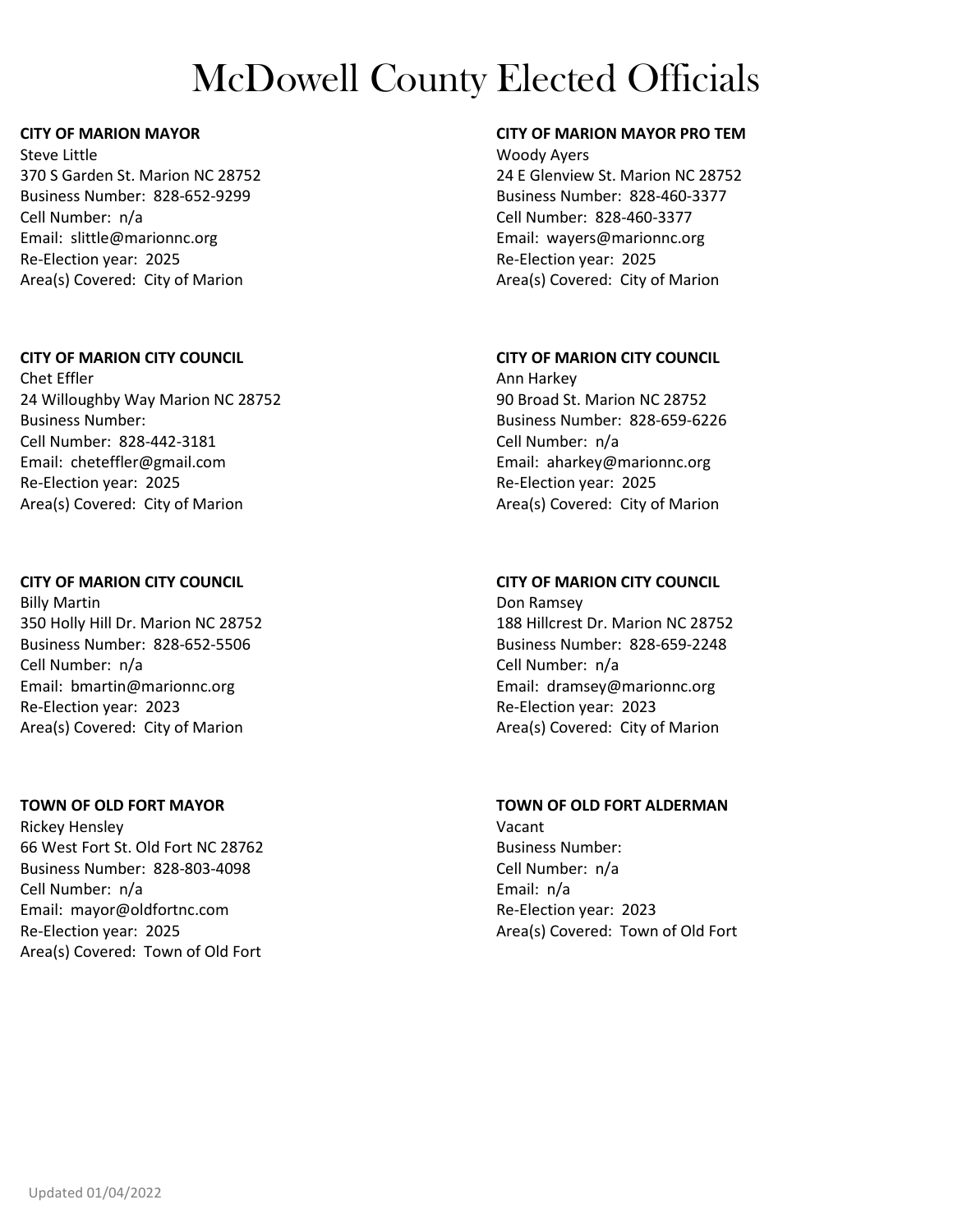# McDowell County Elected Officials

**CITY OF MARION MAYOR**
Steve Little
370 S Garden St. Marion NC 28752
Business Number: 828-652-9299
Cell Number: n/a
Email: slittle@marionnc.org
Re-Election year: 2025
Area(s) Covered: City of Marion

**CITY OF MARION MAYOR PRO TEM**
Woody Ayers
24 E Glenview St. Marion NC 28752
Business Number: 828-460-3377
Cell Number: 828-460-3377
Email: wayers@marionnc.org
Re-Election year: 2025
Area(s) Covered: City of Marion

**CITY OF MARION CITY COUNCIL**
Chet Effler
24 Willoughby Way Marion NC 28752
Business Number:
Cell Number: 828-442-3181
Email: cheteffler@gmail.com
Re-Election year: 2025
Area(s) Covered: City of Marion

**CITY OF MARION CITY COUNCIL**
Ann Harkey
90 Broad St. Marion NC 28752
Business Number: 828-659-6226
Cell Number: n/a
Email: aharkey@marionnc.org
Re-Election year: 2025
Area(s) Covered: City of Marion

**CITY OF MARION CITY COUNCIL**
Billy Martin
350 Holly Hill Dr. Marion NC 28752
Business Number: 828-652-5506
Cell Number: n/a
Email: bmartin@marionnc.org
Re-Election year: 2023
Area(s) Covered: City of Marion

**CITY OF MARION CITY COUNCIL**
Don Ramsey
188 Hillcrest Dr. Marion NC 28752
Business Number: 828-659-2248
Cell Number: n/a
Email: dramsey@marionnc.org
Re-Election year: 2023
Area(s) Covered: City of Marion

**TOWN OF OLD FORT MAYOR**
Rickey Hensley
66 West Fort St. Old Fort NC 28762
Business Number: 828-803-4098
Cell Number: n/a
Email: mayor@oldfortnc.com
Re-Election year: 2025
Area(s) Covered: Town of Old Fort

**TOWN OF OLD FORT ALDERMAN**
Vacant
Business Number:
Cell Number: n/a
Email: n/a
Re-Election year: 2023
Area(s) Covered: Town of Old Fort

Updated 01/04/2022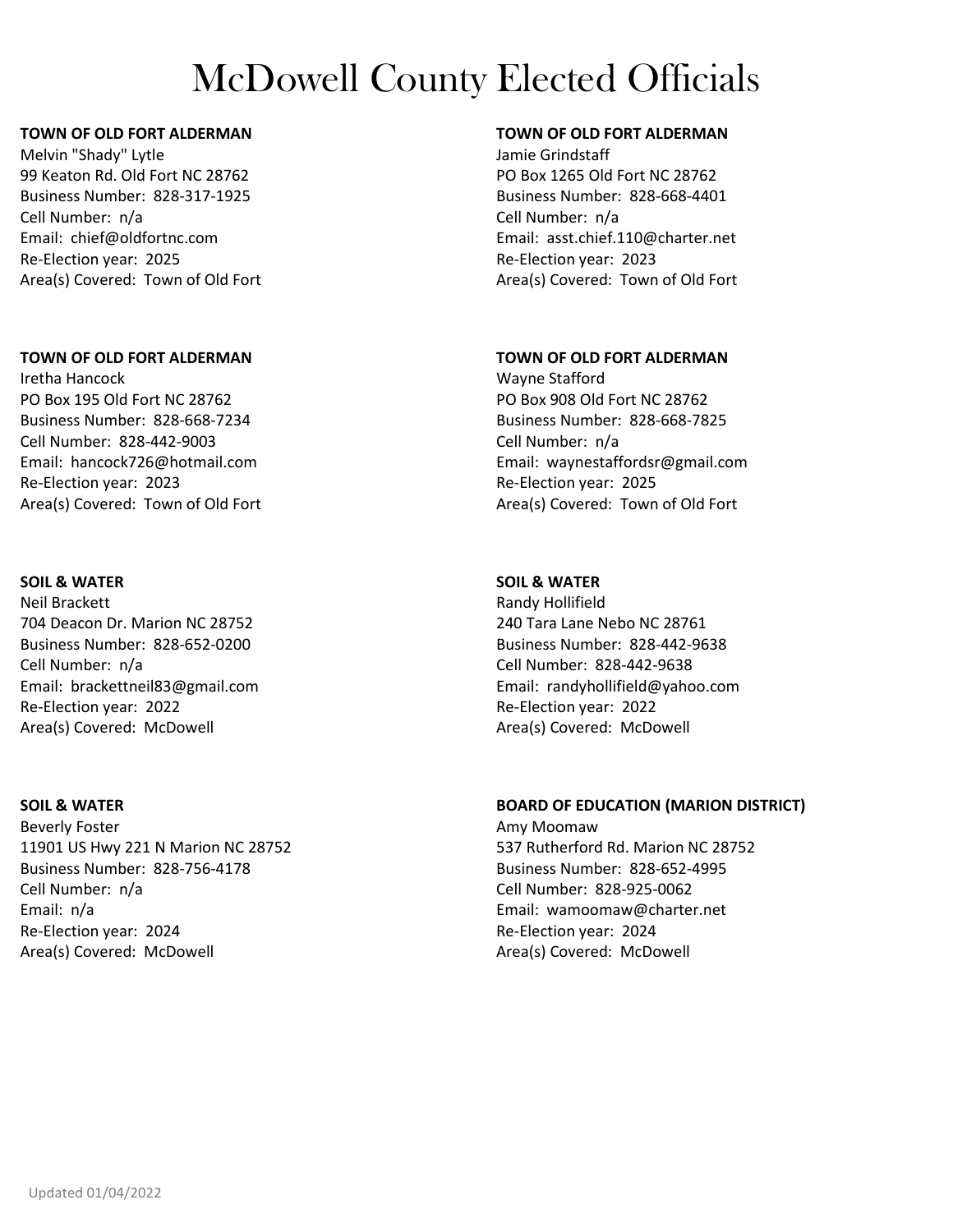# McDowell County Elected Officials

**TOWN OF OLD FORT ALDERMAN**
Melvin "Shady" Lytle
99 Keaton Rd. Old Fort NC 28762
Business Number: 828-317-1925
Cell Number: n/a
Email: chief@oldfortnc.com
Re-Election year: 2025
Area(s) Covered: Town of Old Fort

**TOWN OF OLD FORT ALDERMAN**
Jamie Grindstaff
PO Box 1265 Old Fort NC 28762
Business Number: 828-668-4401
Cell Number: n/a
Email: asst.chief.110@charter.net
Re-Election year: 2023
Area(s) Covered: Town of Old Fort

**TOWN OF OLD FORT ALDERMAN**
Iretha Hancock
PO Box 195 Old Fort NC 28762
Business Number: 828-668-7234
Cell Number: 828-442-9003
Email: hancock726@hotmail.com
Re-Election year: 2023
Area(s) Covered: Town of Old Fort

**TOWN OF OLD FORT ALDERMAN**
Wayne Stafford
PO Box 908 Old Fort NC 28762
Business Number: 828-668-7825
Cell Number: n/a
Email: waynestaffordsr@gmail.com
Re-Election year: 2025
Area(s) Covered: Town of Old Fort

**SOIL & WATER**
Neil Brackett
704 Deacon Dr. Marion NC 28752
Business Number: 828-652-0200
Cell Number: n/a
Email: brackettneil83@gmail.com
Re-Election year: 2022
Area(s) Covered: McDowell

**SOIL & WATER**
Randy Hollifield
240 Tara Lane Nebo NC 28761
Business Number: 828-442-9638
Cell Number: 828-442-9638
Email: randyhollifield@yahoo.com
Re-Election year: 2022
Area(s) Covered: McDowell

**SOIL & WATER**
Beverly Foster
11901 US Hwy 221 N Marion NC 28752
Business Number: 828-756-4178
Cell Number: n/a
Email: n/a
Re-Election year: 2024
Area(s) Covered: McDowell

**BOARD OF EDUCATION (MARION DISTRICT)**
Amy Moomaw
537 Rutherford Rd. Marion NC 28752
Business Number: 828-652-4995
Cell Number: 828-925-0062
Email: wamoomaw@charter.net
Re-Election year: 2024
Area(s) Covered: McDowell

Updated 01/04/2022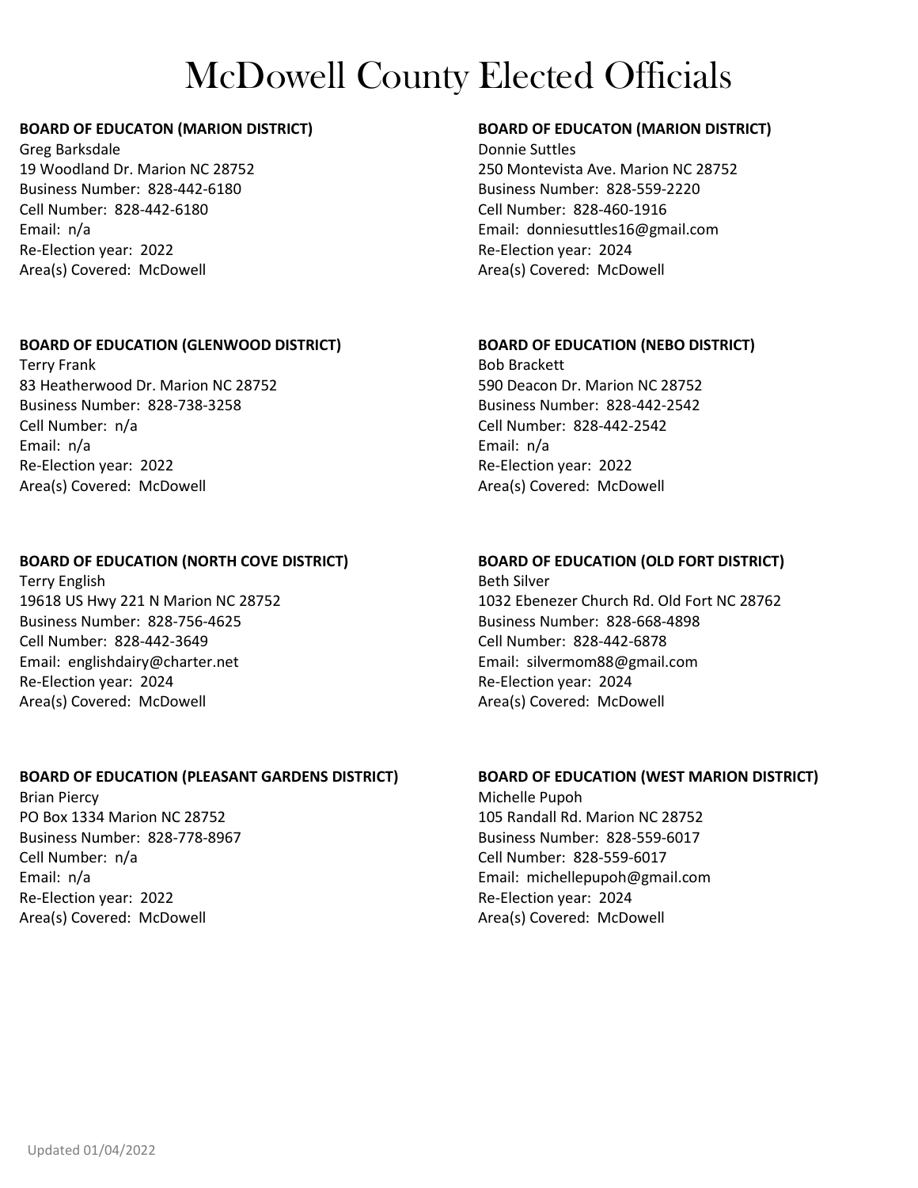# McDowell County Elected Officials

**BOARD OF EDUCATON (MARION DISTRICT)**
Greg Barksdale
19 Woodland Dr. Marion NC 28752
Business Number: 828-442-6180
Cell Number: 828-442-6180
Email: n/a
Re-Election year: 2022
Area(s) Covered: McDowell

**BOARD OF EDUCATON (MARION DISTRICT)**
Donnie Suttles
250 Montevista Ave. Marion NC 28752
Business Number: 828-559-2220
Cell Number: 828-460-1916
Email: donniesuttles16@gmail.com
Re-Election year: 2024
Area(s) Covered: McDowell

**BOARD OF EDUCATION (GLENWOOD DISTRICT)**
Terry Frank
83 Heatherwood Dr. Marion NC 28752
Business Number: 828-738-3258
Cell Number: n/a
Email: n/a
Re-Election year: 2022
Area(s) Covered: McDowell

**BOARD OF EDUCATION (NEBO DISTRICT)**
Bob Brackett
590 Deacon Dr. Marion NC 28752
Business Number: 828-442-2542
Cell Number: 828-442-2542
Email: n/a
Re-Election year: 2022
Area(s) Covered: McDowell

**BOARD OF EDUCATION (NORTH COVE DISTRICT)**
Terry English
19618 US Hwy 221 N Marion NC 28752
Business Number: 828-756-4625
Cell Number: 828-442-3649
Email: englishdairy@charter.net
Re-Election year: 2024
Area(s) Covered: McDowell

**BOARD OF EDUCATION (OLD FORT DISTRICT)**
Beth Silver
1032 Ebenezer Church Rd. Old Fort NC 28762
Business Number: 828-668-4898
Cell Number: 828-442-6878
Email: silvermom88@gmail.com
Re-Election year: 2024
Area(s) Covered: McDowell

**BOARD OF EDUCATION (PLEASANT GARDENS DISTRICT)**
Brian Piercy
PO Box 1334 Marion NC 28752
Business Number: 828-778-8967
Cell Number: n/a
Email: n/a
Re-Election year: 2022
Area(s) Covered: McDowell

**BOARD OF EDUCATION (WEST MARION DISTRICT)**
Michelle Pupoh
105 Randall Rd. Marion NC 28752
Business Number: 828-559-6017
Cell Number: 828-559-6017
Email: michellepupoh@gmail.com
Re-Election year: 2024
Area(s) Covered: McDowell

Updated 01/04/2022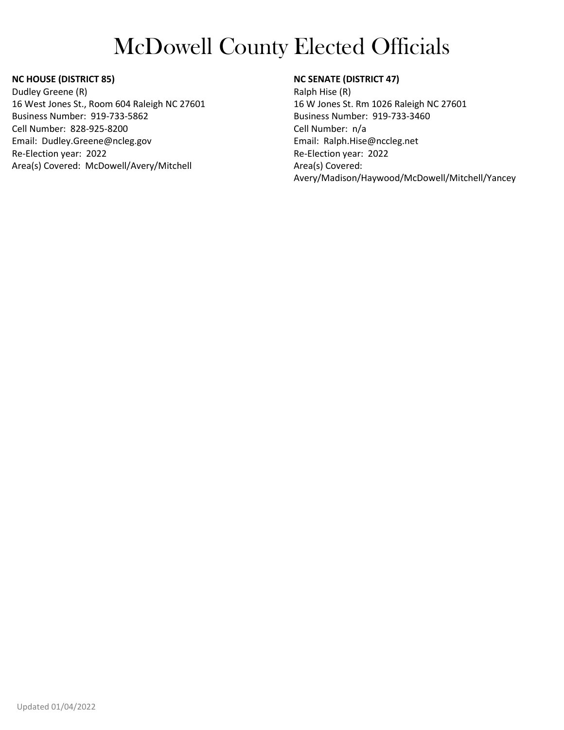# McDowell County Elected Officials

**NC HOUSE (DISTRICT 85)**
Dudley Greene (R)
16 West Jones St., Room 604 Raleigh NC 27601
Business Number: 919-733-5862
Cell Number: 828-925-8200
Email: Dudley.Greene@ncleg.gov
Re-Election year: 2022
Area(s) Covered: McDowell/Avery/Mitchell

**NC SENATE (DISTRICT 47)**
Ralph Hise (R)
16 W Jones St. Rm 1026 Raleigh NC 27601
Business Number: 919-733-3460
Cell Number: n/a
Email: Ralph.Hise@nccleg.net
Re-Election year: 2022
Area(s) Covered:
Avery/Madison/Haywood/McDowell/Mitchell/Yancey

Updated 01/04/2022